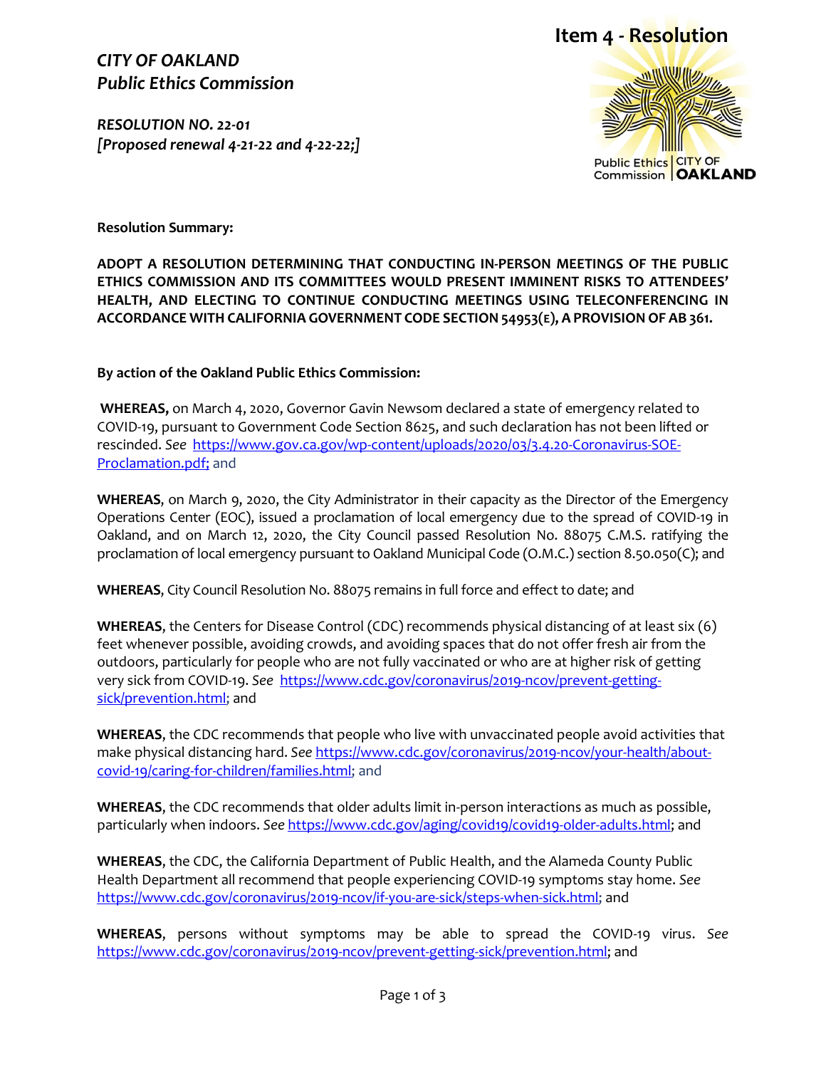**Item 4 - Resolution**

***CITY OF OAKLAND***
***Public Ethics Commission***

***RESOLUTION NO. 22-01***
***[Proposed renewal 4-21-22 and 4-22-22;]***

**Resolution Summary:**

**ADOPT A RESOLUTION DETERMINING THAT CONDUCTING IN-PERSON MEETINGS OF THE PUBLIC ETHICS COMMISSION AND ITS COMMITTEES WOULD PRESENT IMMINENT RISKS TO ATTENDEES' HEALTH, AND ELECTING TO CONTINUE CONDUCTING MEETINGS USING TELECONFERENCING IN ACCORDANCE WITH CALIFORNIA GOVERNMENT CODE SECTION 54953(E), A PROVISION OF AB 361.**

**By action of the Oakland Public Ethics Commission:**

**WHEREAS,** on March 4, 2020, Governor Gavin Newsom declared a state of emergency related to COVID-19, pursuant to Government Code Section 8625, and such declaration has not been lifted or rescinded. *See* https://www.gov.ca.gov/wp-content/uploads/2020/03/3.4.20-Coronavirus-SOE-Proclamation.pdf; and

**WHEREAS**, on March 9, 2020, the City Administrator in their capacity as the Director of the Emergency Operations Center (EOC), issued a proclamation of local emergency due to the spread of COVID-19 in Oakland, and on March 12, 2020, the City Council passed Resolution No. 88075 C.M.S. ratifying the proclamation of local emergency pursuant to Oakland Municipal Code (O.M.C.) section 8.50.050(C); and

**WHEREAS**, City Council Resolution No. 88075 remains in full force and effect to date; and

**WHEREAS**, the Centers for Disease Control (CDC) recommends physical distancing of at least six (6) feet whenever possible, avoiding crowds, and avoiding spaces that do not offer fresh air from the outdoors, particularly for people who are not fully vaccinated or who are at higher risk of getting very sick from COVID-19. *See* https://www.cdc.gov/coronavirus/2019-ncov/prevent-getting-sick/prevention.html; and

**WHEREAS**, the CDC recommends that people who live with unvaccinated people avoid activities that make physical distancing hard. *See* https://www.cdc.gov/coronavirus/2019-ncov/your-health/about-covid-19/caring-for-children/families.html; and

**WHEREAS**, the CDC recommends that older adults limit in-person interactions as much as possible, particularly when indoors. *See* https://www.cdc.gov/aging/covid19/covid19-older-adults.html; and

**WHEREAS**, the CDC, the California Department of Public Health, and the Alameda County Public Health Department all recommend that people experiencing COVID-19 symptoms stay home. *See* https://www.cdc.gov/coronavirus/2019-ncov/if-you-are-sick/steps-when-sick.html; and

**WHEREAS**, persons without symptoms may be able to spread the COVID-19 virus. *See* https://www.cdc.gov/coronavirus/2019-ncov/prevent-getting-sick/prevention.html; and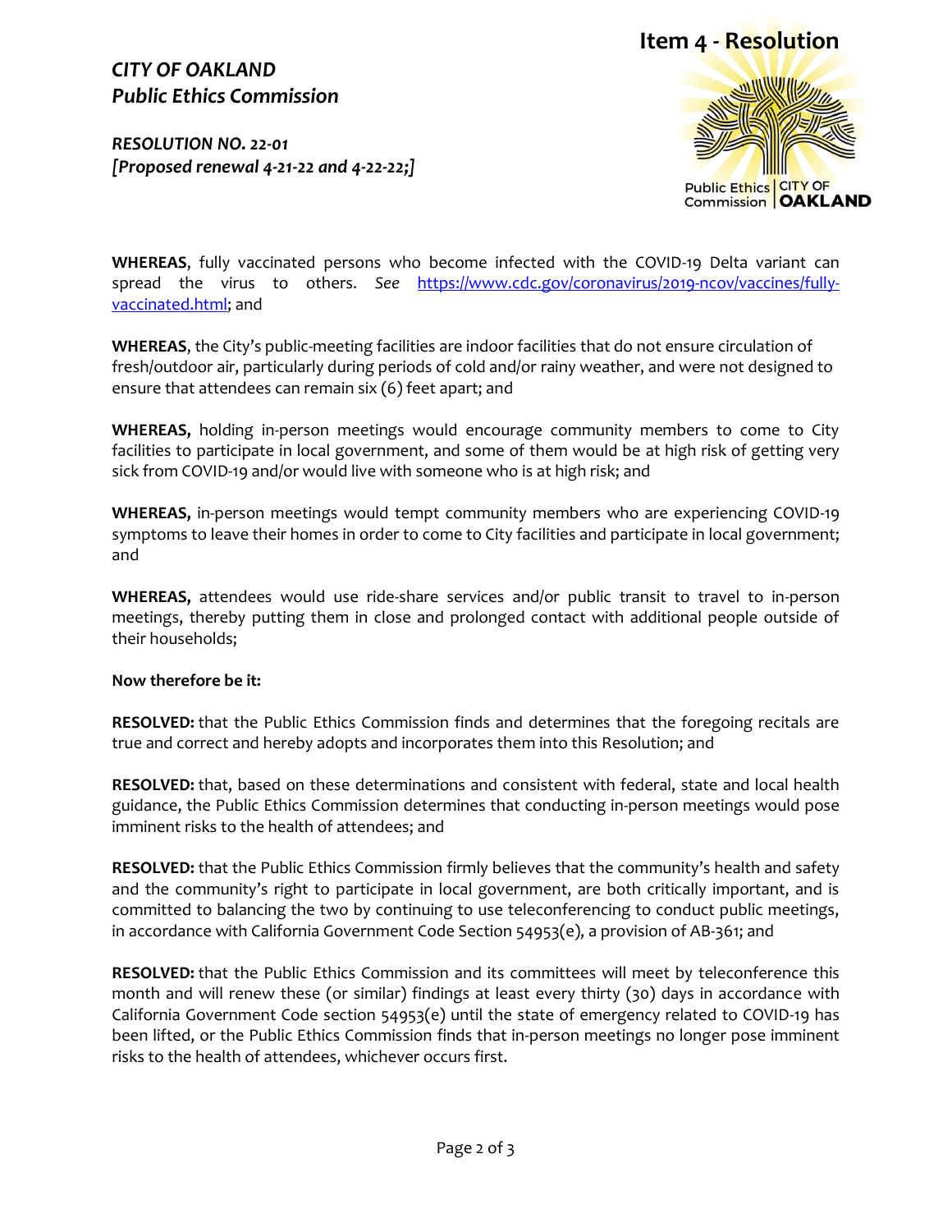**Item 4 - Resolution**

***CITY OF OAKLAND***
***Public Ethics Commission***

***RESOLUTION NO. 22-01***
***[Proposed renewal 4-21-22 and 4-22-22;]***

Public Ethics Commission | CITY OF OAKLAND

**WHEREAS**, fully vaccinated persons who become infected with the COVID-19 Delta variant can spread the virus to others. *See* [https://www.cdc.gov/coronavirus/2019-ncov/vaccines/fully-vaccinated.html](https://www.cdc.gov/coronavirus/2019-ncov/vaccines/fully-vaccinated.html); and

**WHEREAS**, the City's public-meeting facilities are indoor facilities that do not ensure circulation of fresh/outdoor air, particularly during periods of cold and/or rainy weather, and were not designed to ensure that attendees can remain six (6) feet apart; and

**WHEREAS,** holding in-person meetings would encourage community members to come to City facilities to participate in local government, and some of them would be at high risk of getting very sick from COVID-19 and/or would live with someone who is at high risk; and

**WHEREAS,** in-person meetings would tempt community members who are experiencing COVID-19 symptoms to leave their homes in order to come to City facilities and participate in local government; and

**WHEREAS,** attendees would use ride-share services and/or public transit to travel to in-person meetings, thereby putting them in close and prolonged contact with additional people outside of their households;

**Now therefore be it:**

**RESOLVED:** that the Public Ethics Commission finds and determines that the foregoing recitals are true and correct and hereby adopts and incorporates them into this Resolution; and

**RESOLVED:** that, based on these determinations and consistent with federal, state and local health guidance, the Public Ethics Commission determines that conducting in-person meetings would pose imminent risks to the health of attendees; and

**RESOLVED:** that the Public Ethics Commission firmly believes that the community's health and safety and the community's right to participate in local government, are both critically important, and is committed to balancing the two by continuing to use teleconferencing to conduct public meetings, in accordance with California Government Code Section 54953(e), a provision of AB-361; and

**RESOLVED:** that the Public Ethics Commission and its committees will meet by teleconference this month and will renew these (or similar) findings at least every thirty (30) days in accordance with California Government Code section 54953(e) until the state of emergency related to COVID-19 has been lifted, or the Public Ethics Commission finds that in-person meetings no longer pose imminent risks to the health of attendees, whichever occurs first.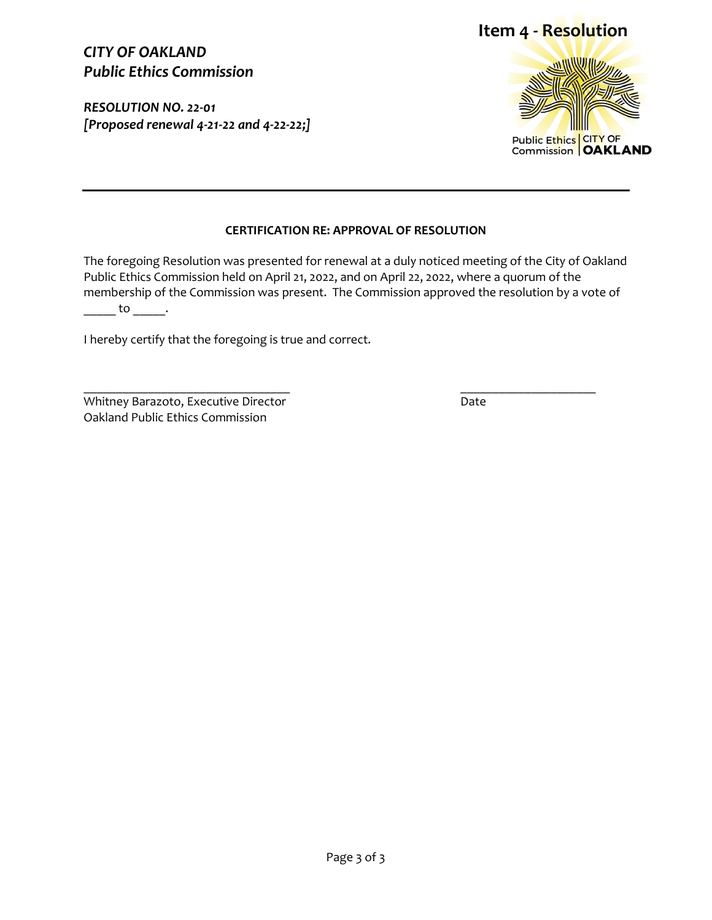Item 4 - Resolution

*CITY OF OAKLAND*
***Public Ethics Commission***

*RESOLUTION NO. 22-01*
***[Proposed renewal 4-21-22 and 4-22-22;]***

Public Ethics Commission | CITY OF OAKLAND

---

**CERTIFICATION RE: APPROVAL OF RESOLUTION**

The foregoing Resolution was presented for renewal at a duly noticed meeting of the City of Oakland Public Ethics Commission held on April 21, 2022, and on April 22, 2022, where a quorum of the membership of the Commission was present. The Commission approved the resolution by a vote of _____ to _____.

I hereby certify that the foregoing is true and correct.

_________________________________
Whitney Barazoto, Executive Director
Oakland Public Ethics Commission

_____________________
Date